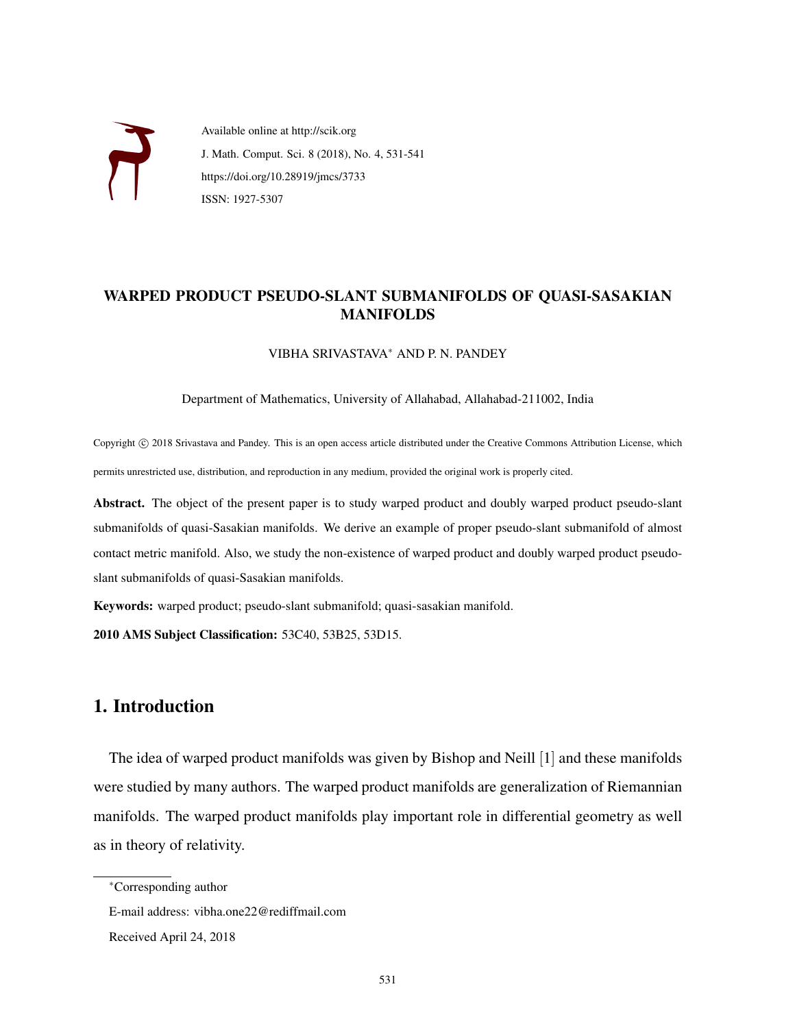Available online at http://scik.org
J. Math. Comput. Sci. 8 (2018), No. 4, 531-541
https://doi.org/10.28919/jmcs/3733
ISSN: 1927-5307

# WARPED PRODUCT PSEUDO-SLANT SUBMANIFOLDS OF QUASI-SASAKIAN MANIFOLDS

VIBHA SRIVASTAVA* AND P. N. PANDEY

Department of Mathematics, University of Allahabad, Allahabad-211002, India

Copyright © 2018 Srivastava and Pandey. This is an open access article distributed under the Creative Commons Attribution License, which permits unrestricted use, distribution, and reproduction in any medium, provided the original work is properly cited.

**Abstract.** The object of the present paper is to study warped product and doubly warped product pseudo-slant submanifolds of quasi-Sasakian manifolds. We derive an example of proper pseudo-slant submanifold of almost contact metric manifold. Also, we study the non-existence of warped product and doubly warped product pseudo-slant submanifolds of quasi-Sasakian manifolds.

**Keywords:** warped product; pseudo-slant submanifold; quasi-sasakian manifold.

**2010 AMS Subject Classification:** 53C40, 53B25, 53D15.

## 1. Introduction

The idea of warped product manifolds was given by Bishop and Neill [1] and these manifolds were studied by many authors. The warped product manifolds are generalization of Riemannian manifolds. The warped product manifolds play important role in differential geometry as well as in theory of relativity.

*Corresponding author

E-mail address: vibha.one22@rediffmail.com

Received April 24, 2018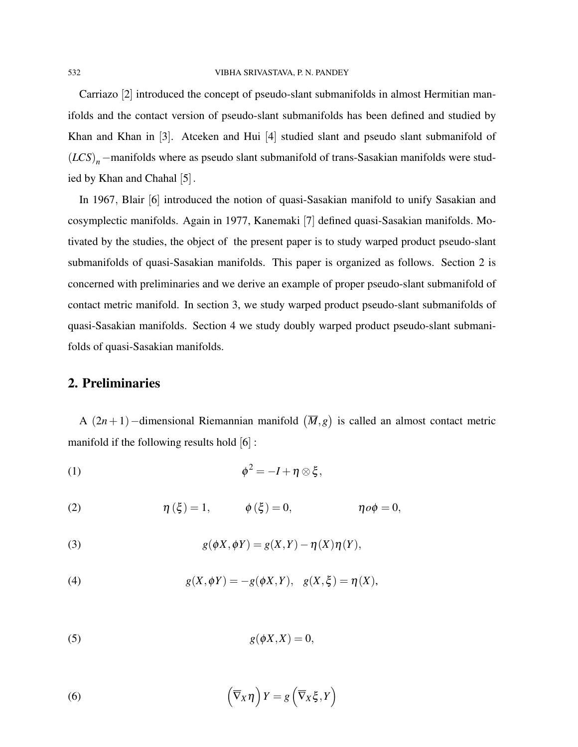Carriazo [2] introduced the concept of pseudo-slant submanifolds in almost Hermitian manifolds and the contact version of pseudo-slant submanifolds has been defined and studied by Khan and Khan in [3]. Atceken and Hui [4] studied slant and pseudo slant submanifold of $(LCS)_n$ −manifolds where as pseudo slant submanifold of trans-Sasakian manifolds were studied by Khan and Chahal [5].

In 1967, Blair [6] introduced the notion of quasi-Sasakian manifold to unify Sasakian and cosymplectic manifolds. Again in 1977, Kanemaki [7] defined quasi-Sasakian manifolds. Motivated by the studies, the object of the present paper is to study warped product pseudo-slant submanifolds of quasi-Sasakian manifolds. This paper is organized as follows. Section 2 is concerned with preliminaries and we derive an example of proper pseudo-slant submanifold of contact metric manifold. In section 3, we study warped product pseudo-slant submanifolds of quasi-Sasakian manifolds. Section 4 we study doubly warped product pseudo-slant submanifolds of quasi-Sasakian manifolds.

## 2. Preliminaries

A $(2n+1)$−dimensional Riemannian manifold $\left(\overline{M},g\right)$ is called an almost contact metric manifold if the following results hold [6] :

$$\phi^2 = -I + \eta \otimes \xi, \tag{1}$$

$$\eta(\xi) = 1, \qquad \phi(\xi) = 0, \qquad \eta o \phi = 0, \tag{2}$$

$$g(\phi X, \phi Y) = g(X,Y) - \eta(X)\eta(Y), \tag{3}$$

$$g(X, \phi Y) = -g(\phi X, Y), \quad g(X,\xi) = \eta(X), \tag{4}$$

$$g(\phi X, X) = 0, \tag{5}$$

$$\left(\overline{\nabla}_X \eta\right) Y = g\left(\overline{\nabla}_X \xi, Y\right) \tag{6}$$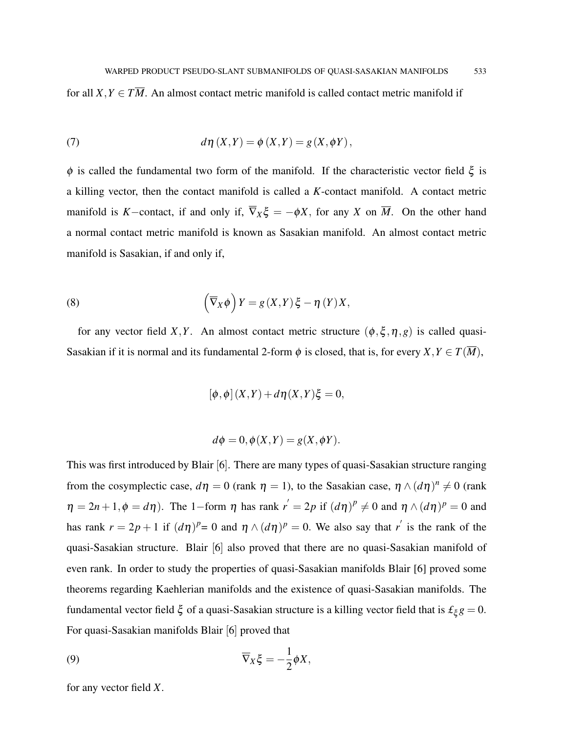for all $X,Y \in T\overline{M}$. An almost contact metric manifold is called contact metric manifold if

$$d\eta(X,Y) = \phi(X,Y) = g(X,\phi Y), \tag{7}$$

$\phi$ is called the fundamental two form of the manifold. If the characteristic vector field $\xi$ is a killing vector, then the contact manifold is called a $K$-contact manifold. A contact metric manifold is $K-$contact, if and only if, $\overline{\nabla}_X \xi = -\phi X$, for any $X$ on $\overline{M}$. On the other hand a normal contact metric manifold is known as Sasakian manifold. An almost contact metric manifold is Sasakian, if and only if,

$$\left(\overline{\nabla}_X \phi\right) Y = g(X,Y)\xi - \eta(Y)X, \tag{8}$$

for any vector field $X,Y$. An almost contact metric structure $(\phi,\xi,\eta,g)$ is called quasi-Sasakian if it is normal and its fundamental 2-form $\phi$ is closed, that is, for every $X,Y \in T(\overline{M})$,

$$[\phi,\phi](X,Y) + d\eta(X,Y)\xi = 0,$$

$$d\phi = 0, \phi(X,Y) = g(X,\phi Y).$$

This was first introduced by Blair [6]. There are many types of quasi-Sasakian structure ranging from the cosymplectic case, $d\eta = 0$ (rank $\eta = 1$), to the Sasakian case, $\eta \wedge (d\eta)^n \neq 0$ (rank $\eta = 2n+1, \phi = d\eta$). The $1-$form $\eta$ has rank $r' = 2p$ if $(d\eta)^p \neq 0$ and $\eta \wedge (d\eta)^p = 0$ and has rank $r = 2p+1$ if $(d\eta)^p = 0$ and $\eta \wedge (d\eta)^p = 0$. We also say that $r'$ is the rank of the quasi-Sasakian structure. Blair [6] also proved that there are no quasi-Sasakian manifold of even rank. In order to study the properties of quasi-Sasakian manifolds Blair [6] proved some theorems regarding Kaehlerian manifolds and the existence of quasi-Sasakian manifolds. The fundamental vector field $\xi$ of a quasi-Sasakian structure is a killing vector field that is $\pounds_\xi g = 0$. For quasi-Sasakian manifolds Blair [6] proved that

$$\overline{\nabla}_X \xi = -\frac{1}{2}\phi X, \tag{9}$$

for any vector field $X$.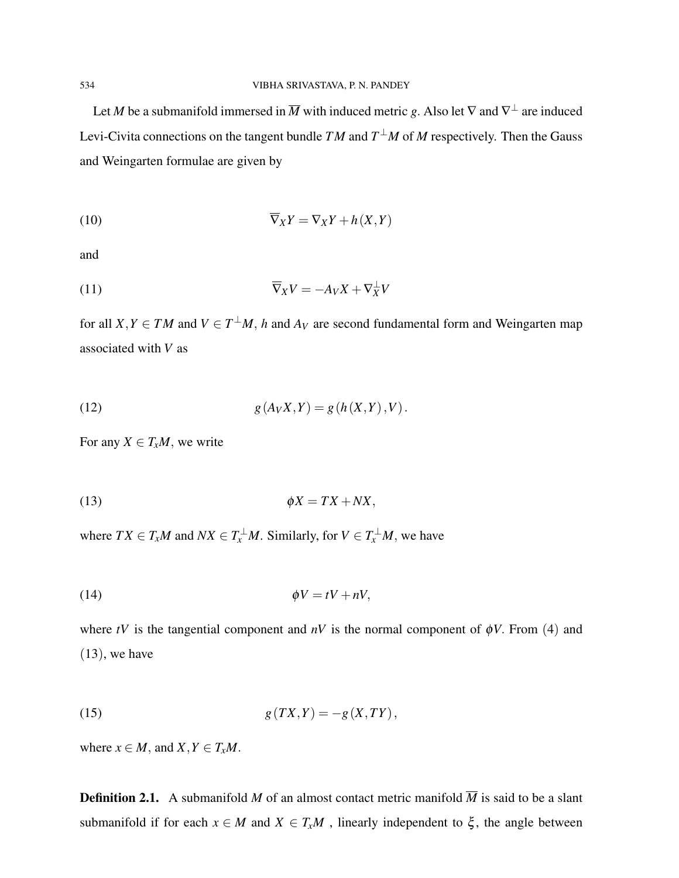Let $M$ be a submanifold immersed in $\overline{M}$ with induced metric $g$. Also let $\nabla$ and $\nabla^{\perp}$ are induced Levi-Civita connections on the tangent bundle $TM$ and $T^{\perp}M$ of $M$ respectively. Then the Gauss and Weingarten formulae are given by

$$\overline{\nabla}_X Y = \nabla_X Y + h(X,Y) \tag{10}$$

and

$$\overline{\nabla}_X V = -A_V X + \nabla_X^{\perp} V \tag{11}$$

for all $X,Y \in TM$ and $V \in T^{\perp}M$, $h$ and $A_V$ are second fundamental form and Weingarten map associated with $V$ as

$$g(A_V X, Y) = g(h(X,Y), V). \tag{12}$$

For any $X \in T_xM$, we write

$$\phi X = TX + NX, \tag{13}$$

where $TX \in T_xM$ and $NX \in T_x^{\perp}M$. Similarly, for $V \in T_x^{\perp}M$, we have

$$\phi V = tV + nV, \tag{14}$$

where $tV$ is the tangential component and $nV$ is the normal component of $\phi V$. From (4) and (13), we have

$$g(TX,Y) = -g(X,TY), \tag{15}$$

where $x \in M$, and $X,Y \in T_xM$.

**Definition 2.1.** A submanifold $M$ of an almost contact metric manifold $\overline{M}$ is said to be a slant submanifold if for each $x \in M$ and $X \in T_xM$ , linearly independent to $\xi$, the angle between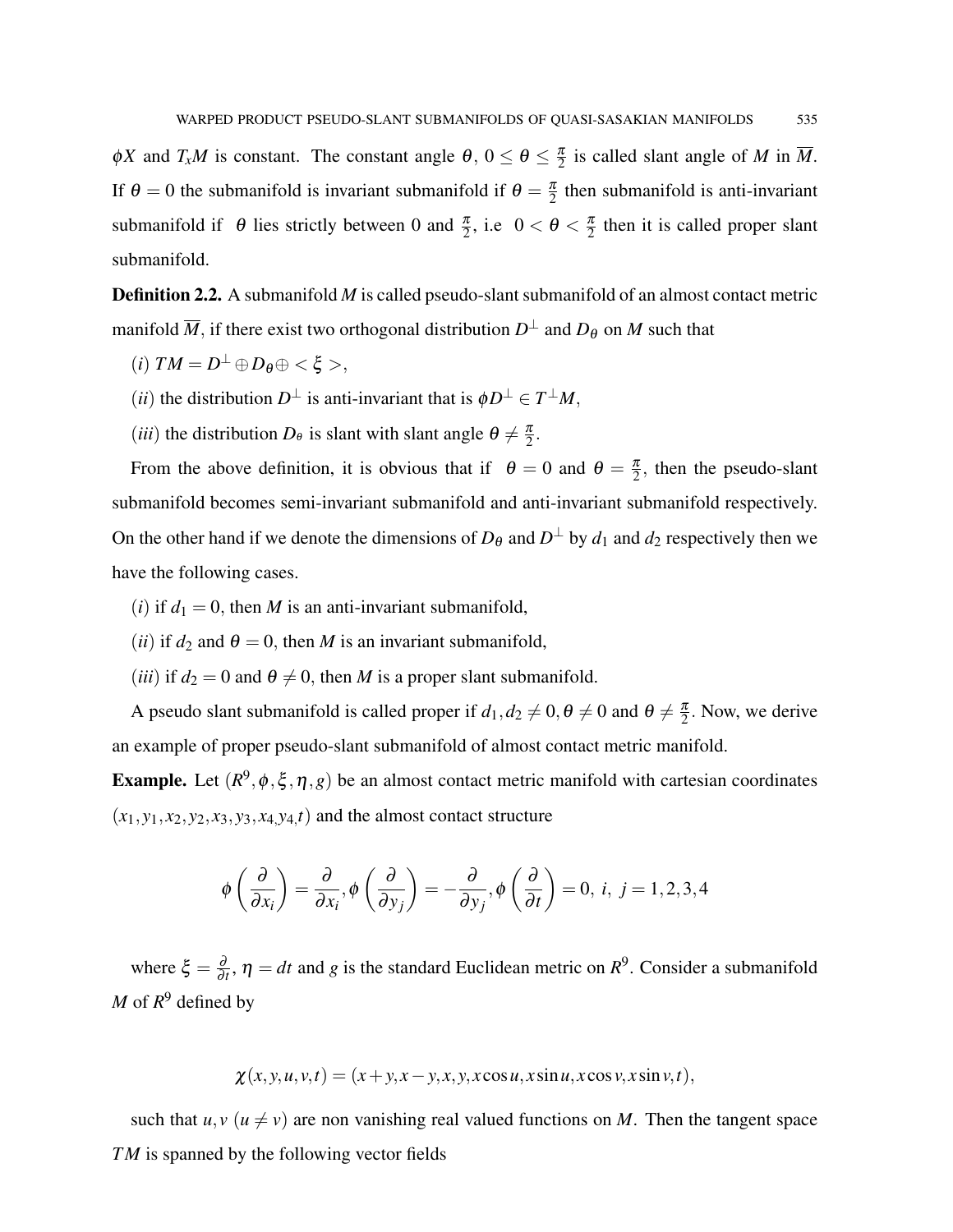$\phi X$ and $T_xM$ is constant. The constant angle $\theta$, $0 \leq \theta \leq \frac{\pi}{2}$ is called slant angle of $M$ in $\overline{M}$. If $\theta = 0$ the submanifold is invariant submanifold if $\theta = \frac{\pi}{2}$ then submanifold is anti-invariant submanifold if $\theta$ lies strictly between 0 and $\frac{\pi}{2}$, i.e $0 < \theta < \frac{\pi}{2}$ then it is called proper slant submanifold.

**Definition 2.2.** A submanifold $M$ is called pseudo-slant submanifold of an almost contact metric manifold $\overline{M}$, if there exist two orthogonal distribution $D^{\perp}$ and $D_{\theta}$ on $M$ such that

$(i)$ $TM = D^{\perp} \oplus D_{\theta} \oplus < \xi >$,

$(ii)$ the distribution $D^{\perp}$ is anti-invariant that is $\phi D^{\perp} \in T^{\perp}M$,

$(iii)$ the distribution $D_{\theta}$ is slant with slant angle $\theta \neq \frac{\pi}{2}$.

From the above definition, it is obvious that if $\theta = 0$ and $\theta = \frac{\pi}{2}$, then the pseudo-slant submanifold becomes semi-invariant submanifold and anti-invariant submanifold respectively. On the other hand if we denote the dimensions of $D_{\theta}$ and $D^{\perp}$ by $d_1$ and $d_2$ respectively then we have the following cases.

$(i)$ if $d_1 = 0$, then $M$ is an anti-invariant submanifold,

$(ii)$ if $d_2$ and $\theta = 0$, then $M$ is an invariant submanifold,

$(iii)$ if $d_2 = 0$ and $\theta \neq 0$, then $M$ is a proper slant submanifold.

A pseudo slant submanifold is called proper if $d_1, d_2 \neq 0, \theta \neq 0$ and $\theta \neq \frac{\pi}{2}$. Now, we derive an example of proper pseudo-slant submanifold of almost contact metric manifold.

**Example.** Let $(R^9, \phi, \xi, \eta, g)$ be an almost contact metric manifold with cartesian coordinates $(x_1, y_1, x_2, y_2, x_3, y_3, x_4, y_4, t)$ and the almost contact structure

$$\phi\left(\frac{\partial}{\partial x_i}\right) = \frac{\partial}{\partial x_i}, \phi\left(\frac{\partial}{\partial y_j}\right) = -\frac{\partial}{\partial y_j}, \phi\left(\frac{\partial}{\partial t}\right) = 0, \ i, \ j = 1,2,3,4$$

where $\xi = \frac{\partial}{\partial t}$, $\eta = dt$ and $g$ is the standard Euclidean metric on $R^9$. Consider a submanifold $M$ of $R^9$ defined by

$$\chi(x,y,u,v,t) = (x+y, x-y, x, y, x\cos u, x\sin u, x\cos v, x\sin v, t),$$

such that $u, v$ $(u \neq v)$ are non vanishing real valued functions on $M$. Then the tangent space $TM$ is spanned by the following vector fields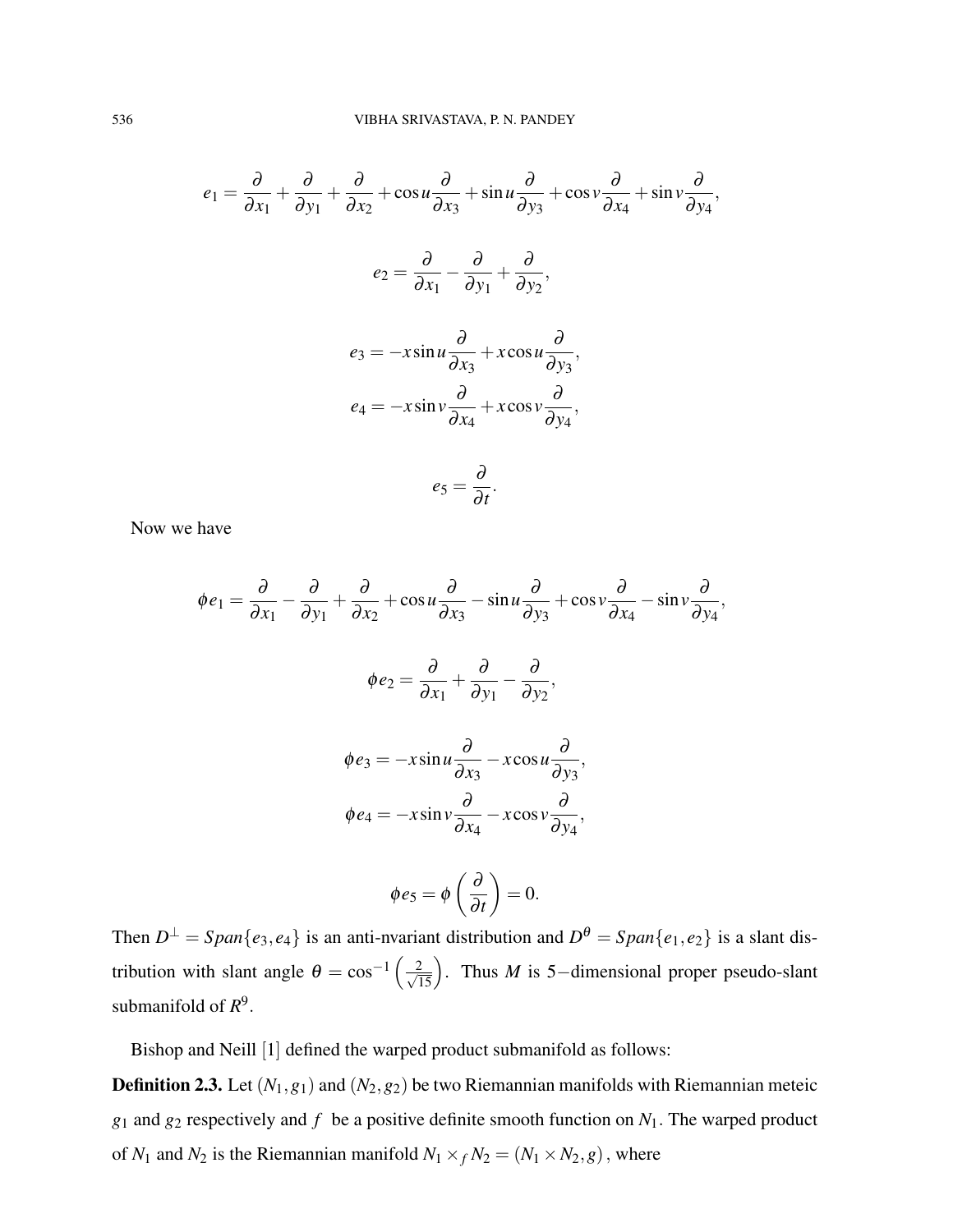$$e_1 = \frac{\partial}{\partial x_1} + \frac{\partial}{\partial y_1} + \frac{\partial}{\partial x_2} + \cos u \frac{\partial}{\partial x_3} + \sin u \frac{\partial}{\partial y_3} + \cos v \frac{\partial}{\partial x_4} + \sin v \frac{\partial}{\partial y_4},$$

$$e_2 = \frac{\partial}{\partial x_1} - \frac{\partial}{\partial y_1} + \frac{\partial}{\partial y_2},$$

$$e_3 = -x \sin u \frac{\partial}{\partial x_3} + x \cos u \frac{\partial}{\partial y_3},$$

$$e_4 = -x \sin v \frac{\partial}{\partial x_4} + x \cos v \frac{\partial}{\partial y_4},$$

$$e_5 = \frac{\partial}{\partial t}.$$

Now we have

$$\phi e_1 = \frac{\partial}{\partial x_1} - \frac{\partial}{\partial y_1} + \frac{\partial}{\partial x_2} + \cos u \frac{\partial}{\partial x_3} - \sin u \frac{\partial}{\partial y_3} + \cos v \frac{\partial}{\partial x_4} - \sin v \frac{\partial}{\partial y_4},$$

$$\phi e_2 = \frac{\partial}{\partial x_1} + \frac{\partial}{\partial y_1} - \frac{\partial}{\partial y_2},$$

$$\phi e_3 = -x \sin u \frac{\partial}{\partial x_3} - x \cos u \frac{\partial}{\partial y_3},$$

$$\phi e_4 = -x \sin v \frac{\partial}{\partial x_4} - x \cos v \frac{\partial}{\partial y_4},$$

$$\phi e_5 = \phi \left( \frac{\partial}{\partial t} \right) = 0.$$

Then $D^{\perp} = Span\{e_3, e_4\}$ is an anti-nvariant distribution and $D^{\theta} = Span\{e_1, e_2\}$ is a slant distribution with slant angle $\theta = \cos^{-1}\left(\frac{2}{\sqrt{15}}\right)$. Thus $M$ is $5-$dimensional proper pseudo-slant submanifold of $R^9$.

Bishop and Neill [1] defined the warped product submanifold as follows:

**Definition 2.3.** Let $(N_1, g_1)$ and $(N_2, g_2)$ be two Riemannian manifolds with Riemannian meteic $g_1$ and $g_2$ respectively and $f$ be a positive definite smooth function on $N_1$. The warped product of $N_1$ and $N_2$ is the Riemannian manifold $N_1 \times_f N_2 = (N_1 \times N_2, g)$, where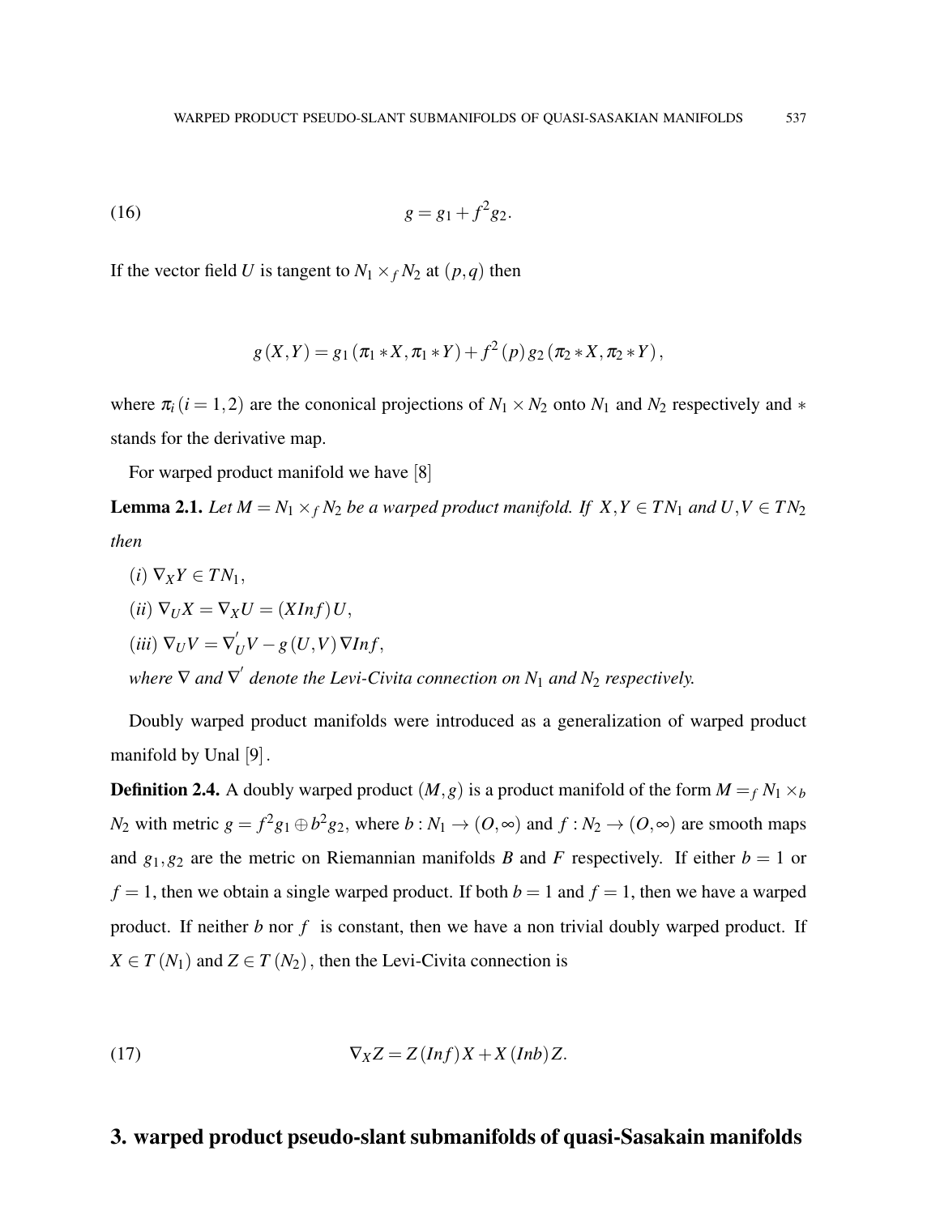$$g = g_1 + f^2 g_2. \tag{16}$$

If the vector field $U$ is tangent to $N_1 \times_f N_2$ at $(p,q)$ then

$$g(X,Y) = g_1(\pi_1 * X, \pi_1 * Y) + f^2(p)\, g_2(\pi_2 * X, \pi_2 * Y),$$

where $\pi_i\,(i=1,2)$ are the cononical projections of $N_1 \times N_2$ onto $N_1$ and $N_2$ respectively and $*$ stands for the derivative map.

For warped product manifold we have [8]

**Lemma 2.1.** *Let $M = N_1 \times_f N_2$ be a warped product manifold. If $X,Y \in TN_1$ and $U,V \in TN_2$ then*

*(i)* $\nabla_X Y \in TN_1$,

*(ii)* $\nabla_U X = \nabla_X U = (XInf)U$,

*(iii)* $\nabla_U V = \nabla'_U V - g(U,V)\nabla Inf$,

*where $\nabla$ and $\nabla'$ denote the Levi-Civita connection on $N_1$ and $N_2$ respectively.*

Doubly warped product manifolds were introduced as a generalization of warped product manifold by Unal [9].

**Definition 2.4.** A doubly warped product $(M,g)$ is a product manifold of the form $M = {}_f N_1 \times_b N_2$ with metric $g = f^2 g_1 \oplus b^2 g_2$, where $b : N_1 \to (O,\infty)$ and $f : N_2 \to (O,\infty)$ are smooth maps and $g_1, g_2$ are the metric on Riemannian manifolds $B$ and $F$ respectively. If either $b = 1$ or $f = 1$, then we obtain a single warped product. If both $b = 1$ and $f = 1$, then we have a warped product. If neither $b$ nor $f$ is constant, then we have a non trivial doubly warped product. If $X \in T(N_1)$ and $Z \in T(N_2)$, then the Levi-Civita connection is

$$\nabla_X Z = Z(Inf)X + X(Inb)Z. \tag{17}$$

## 3. warped product pseudo-slant submanifolds of quasi-Sasakain manifolds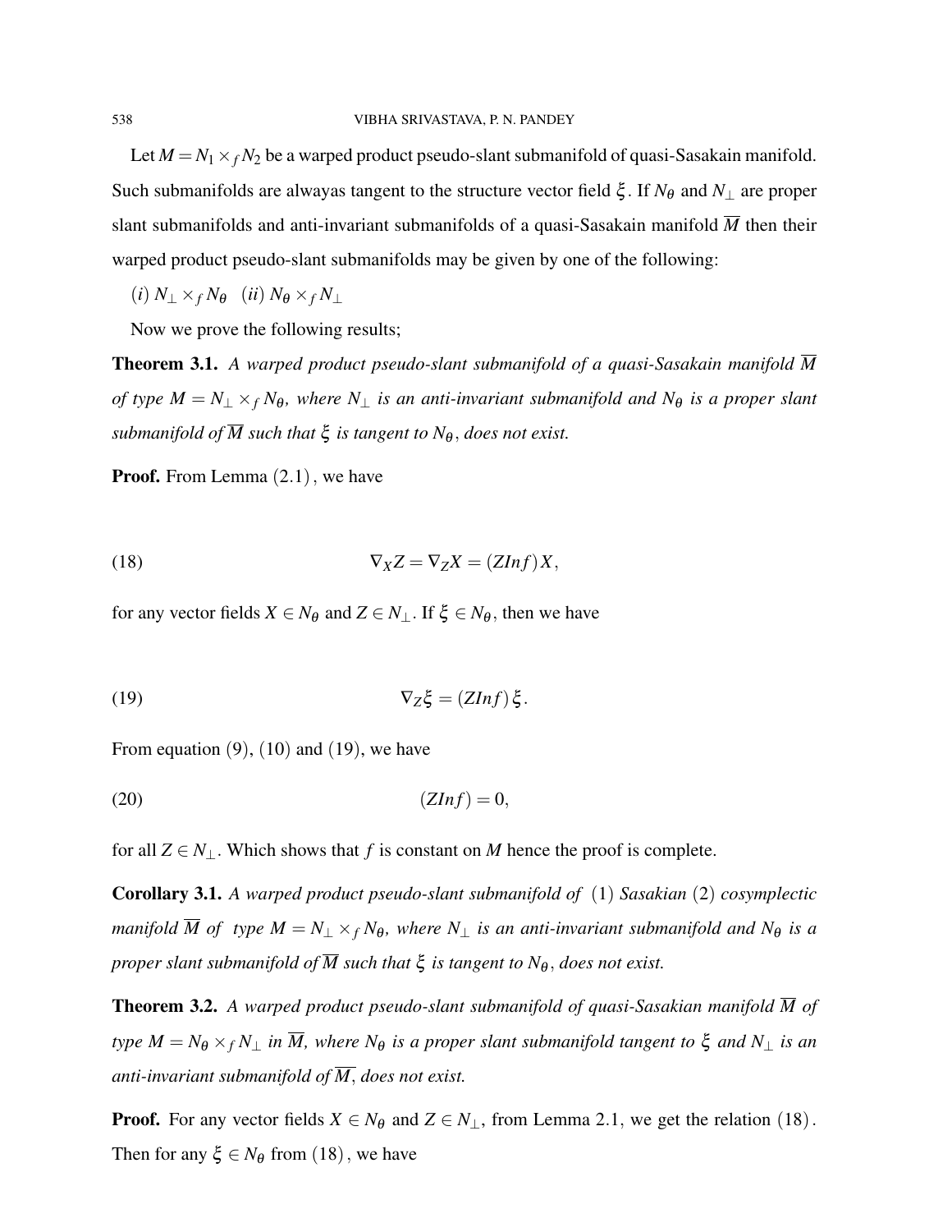Let $M = N_1 \times_f N_2$ be a warped product pseudo-slant submanifold of quasi-Sasakain manifold. Such submanifolds are alwayas tangent to the structure vector field $\xi$. If $N_\theta$ and $N_\perp$ are proper slant submanifolds and anti-invariant submanifolds of a quasi-Sasakain manifold $\overline{M}$ then their warped product pseudo-slant submanifolds may be given by one of the following:

$(i)$ $N_\perp \times_f N_\theta$ $(ii)$ $N_\theta \times_f N_\perp$

Now we prove the following results;

**Theorem 3.1.** *A warped product pseudo-slant submanifold of a quasi-Sasakain manifold $\overline{M}$ of type $M = N_\perp \times_f N_\theta$, where $N_\perp$ is an anti-invariant submanifold and $N_\theta$ is a proper slant submanifold of $\overline{M}$ such that $\xi$ is tangent to $N_\theta$, does not exist.*

**Proof.** From Lemma $(2.1)$, we have

$$\nabla_X Z = \nabla_Z X = (ZInf)X, \tag{18}$$

for any vector fields $X \in N_\theta$ and $Z \in N_\perp$. If $\xi \in N_\theta$, then we have

$$\nabla_Z \xi = (ZInf)\,\xi. \tag{19}$$

From equation $(9)$, $(10)$ and $(19)$, we have

$$(ZInf) = 0, \tag{20}$$

for all $Z \in N_\perp$. Which shows that $f$ is constant on $M$ hence the proof is complete.

**Corollary 3.1.** *A warped product pseudo-slant submanifold of $(1)$ Sasakian $(2)$ cosymplectic manifold $\overline{M}$ of type $M = N_\perp \times_f N_\theta$, where $N_\perp$ is an anti-invariant submanifold and $N_\theta$ is a proper slant submanifold of $\overline{M}$ such that $\xi$ is tangent to $N_\theta$, does not exist.*

**Theorem 3.2.** *A warped product pseudo-slant submanifold of quasi-Sasakian manifold $\overline{M}$ of type $M = N_\theta \times_f N_\perp$ in $\overline{M}$, where $N_\theta$ is a proper slant submanifold tangent to $\xi$ and $N_\perp$ is an anti-invariant submanifold of $\overline{M}$, does not exist.*

**Proof.** For any vector fields $X \in N_\theta$ and $Z \in N_\perp$, from Lemma 2.1, we get the relation $(18)$. Then for any $\xi \in N_\theta$ from $(18)$, we have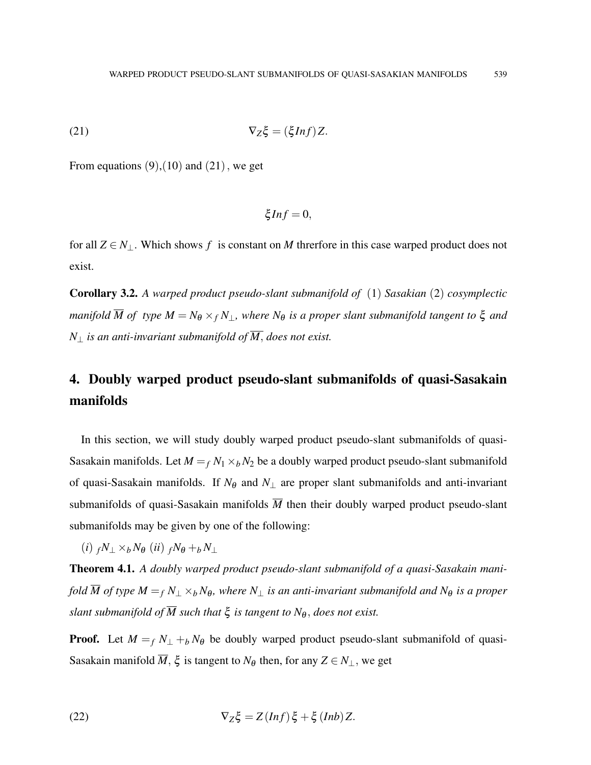$$\nabla_Z \xi = (\xi Inf)Z. \tag{21}$$

From equations (9),(10) and (21) , we get

$$\xi Inf = 0,$$

for all $Z \in N_\perp$. Which shows $f$ is constant on $M$ threrfore in this case warped product does not exist.

**Corollary 3.2.** *A warped product pseudo-slant submanifold of* (1) *Sasakian* (2) *cosymplectic manifold* $\overline{M}$ *of type* $M = N_\theta \times_f N_\perp$*, where* $N_\theta$ *is a proper slant submanifold tangent to* $\xi$ *and* $N_\perp$ *is an anti-invariant submanifold of* $\overline{M}$*, does not exist.*

## 4. Doubly warped product pseudo-slant submanifolds of quasi-Sasakain manifolds

In this section, we will study doubly warped product pseudo-slant submanifolds of quasi-Sasakain manifolds. Let $M =_f N_1 \times_b N_2$ be a doubly warped product pseudo-slant submanifold of quasi-Sasakain manifolds. If $N_\theta$ and $N_\perp$ are proper slant submanifolds and anti-invariant submanifolds of quasi-Sasakain manifolds $\overline{M}$ then their doubly warped product pseudo-slant submanifolds may be given by one of the following:

$(i)$ ${}_fN_\perp \times_b N_\theta$ $(ii)$ ${}_fN_\theta +_b N_\perp$

**Theorem 4.1.** *A doubly warped product pseudo-slant submanifold of a quasi-Sasakain manifold* $\overline{M}$ *of type* $M =_f N_\perp \times_b N_\theta$*, where* $N_\perp$ *is an anti-invariant submanifold and* $N_\theta$ *is a proper slant submanifold of* $\overline{M}$ *such that* $\xi$ *is tangent to* $N_\theta$*, does not exist.*

**Proof.** Let $M =_f N_\perp +_b N_\theta$ be doubly warped product pseudo-slant submanifold of quasi-Sasakain manifold $\overline{M}$, $\xi$ is tangent to $N_\theta$ then, for any $Z \in N_\perp$, we get

$$\nabla_Z \xi = Z(Inf)\xi + \xi(Inb)Z. \tag{22}$$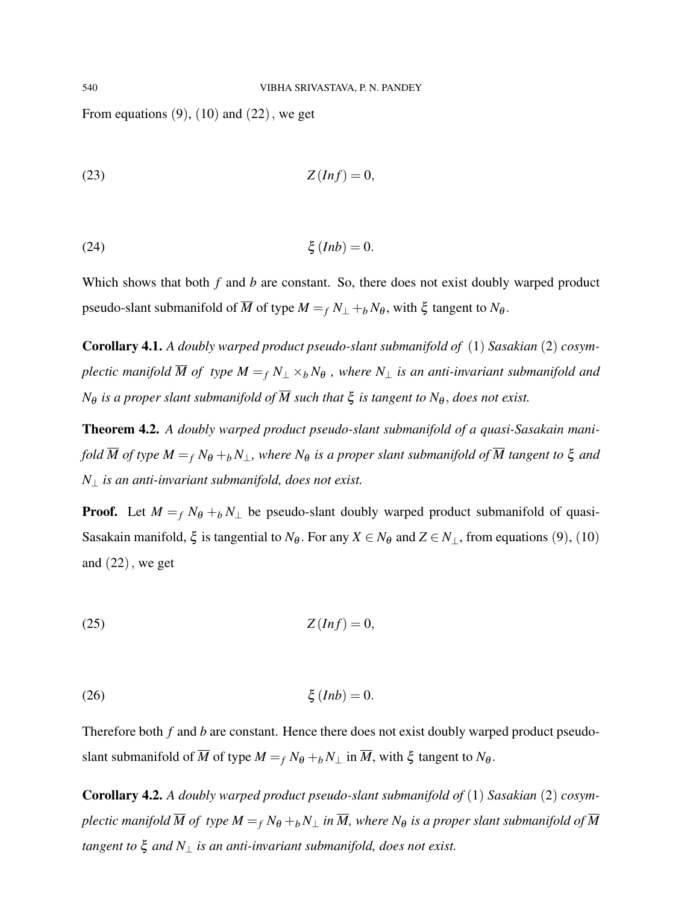From equations $(9)$, $(10)$ and $(22)$, we get

$$Z(Inf) = 0, \tag{23}$$

$$\xi(Inb) = 0. \tag{24}$$

Which shows that both $f$ and $b$ are constant. So, there does not exist doubly warped product pseudo-slant submanifold of $\overline{M}$ of type $M =_f N_\perp +_b N_\theta$, with $\xi$ tangent to $N_\theta$.

**Corollary 4.1.** *A doubly warped product pseudo-slant submanifold of $(1)$ Sasakian $(2)$ cosymplectic manifold $\overline{M}$ of type $M =_f N_\perp \times_b N_\theta$, where $N_\perp$ is an anti-invariant submanifold and $N_\theta$ is a proper slant submanifold of $\overline{M}$ such that $\xi$ is tangent to $N_\theta$, does not exist.*

**Theorem 4.2.** *A doubly warped product pseudo-slant submanifold of a quasi-Sasakain manifold $\overline{M}$ of type $M =_f N_\theta +_b N_\perp$, where $N_\theta$ is a proper slant submanifold of $\overline{M}$ tangent to $\xi$ and $N_\perp$ is an anti-invariant submanifold, does not exist.*

**Proof.** Let $M =_f N_\theta +_b N_\perp$ be pseudo-slant doubly warped product submanifold of quasi-Sasakain manifold, $\xi$ is tangential to $N_\theta$. For any $X \in N_\theta$ and $Z \in N_\perp$, from equations $(9)$, $(10)$ and $(22)$, we get

$$Z(Inf) = 0, \tag{25}$$

$$\xi(Inb) = 0. \tag{26}$$

Therefore both $f$ and $b$ are constant. Hence there does not exist doubly warped product pseudo-slant submanifold of $\overline{M}$ of type $M =_f N_\theta +_b N_\perp$ in $\overline{M}$, with $\xi$ tangent to $N_\theta$.

**Corollary 4.2.** *A doubly warped product pseudo-slant submanifold of $(1)$ Sasakian $(2)$ cosymplectic manifold $\overline{M}$ of type $M =_f N_\theta +_b N_\perp$ in $\overline{M}$, where $N_\theta$ is a proper slant submanifold of $\overline{M}$ tangent to $\xi$ and $N_\perp$ is an anti-invariant submanifold, does not exist.*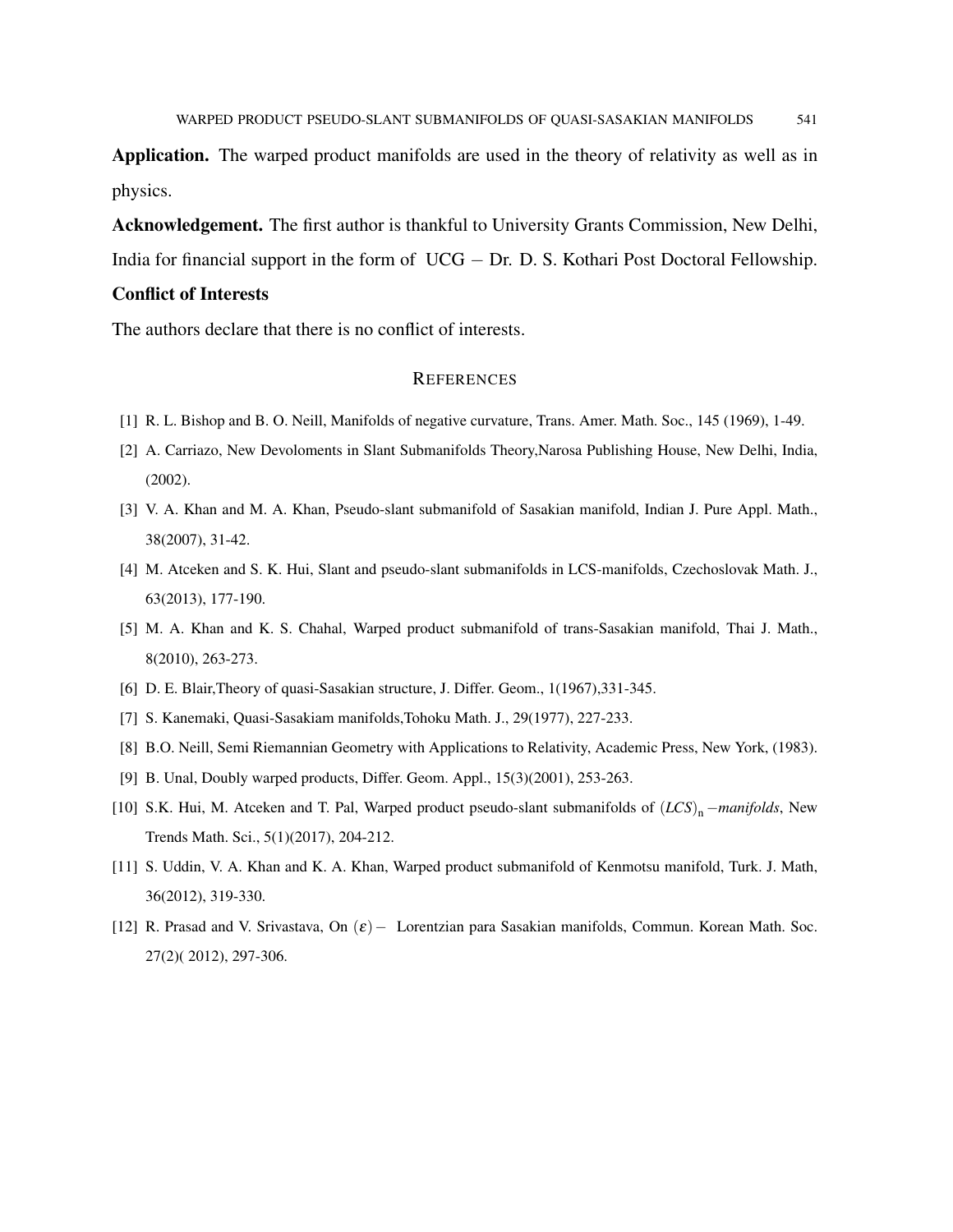**Application.** The warped product manifolds are used in the theory of relativity as well as in physics.

**Acknowledgement.** The first author is thankful to University Grants Commission, New Delhi, India for financial support in the form of UCG − Dr. D. S. Kothari Post Doctoral Fellowship.

**Conflict of Interests**

The authors declare that there is no conflict of interests.

## REFERENCES

[1] R. L. Bishop and B. O. Neill, Manifolds of negative curvature, Trans. Amer. Math. Soc., 145 (1969), 1-49.

[2] A. Carriazo, New Devoloments in Slant Submanifolds Theory,Narosa Publishing House, New Delhi, India, (2002).

[3] V. A. Khan and M. A. Khan, Pseudo-slant submanifold of Sasakian manifold, Indian J. Pure Appl. Math., 38(2007), 31-42.

[4] M. Atceken and S. K. Hui, Slant and pseudo-slant submanifolds in LCS-manifolds, Czechoslovak Math. J., 63(2013), 177-190.

[5] M. A. Khan and K. S. Chahal, Warped product submanifold of trans-Sasakian manifold, Thai J. Math., 8(2010), 263-273.

[6] D. E. Blair,Theory of quasi-Sasakian structure, J. Differ. Geom., 1(1967),331-345.

[7] S. Kanemaki, Quasi-Sasakiam manifolds,Tohoku Math. J., 29(1977), 227-233.

[8] B.O. Neill, Semi Riemannian Geometry with Applications to Relativity, Academic Press, New York, (1983).

[9] B. Unal, Doubly warped products, Differ. Geom. Appl., 15(3)(2001), 253-263.

[10] S.K. Hui, M. Atceken and T. Pal, Warped product pseudo-slant submanifolds of $(LCS)_n$ −*manifolds*, New Trends Math. Sci., 5(1)(2017), 204-212.

[11] S. Uddin, V. A. Khan and K. A. Khan, Warped product submanifold of Kenmotsu manifold, Turk. J. Math, 36(2012), 319-330.

[12] R. Prasad and V. Srivastava, On $(\varepsilon)-$ Lorentzian para Sasakian manifolds, Commun. Korean Math. Soc. 27(2)( 2012), 297-306.